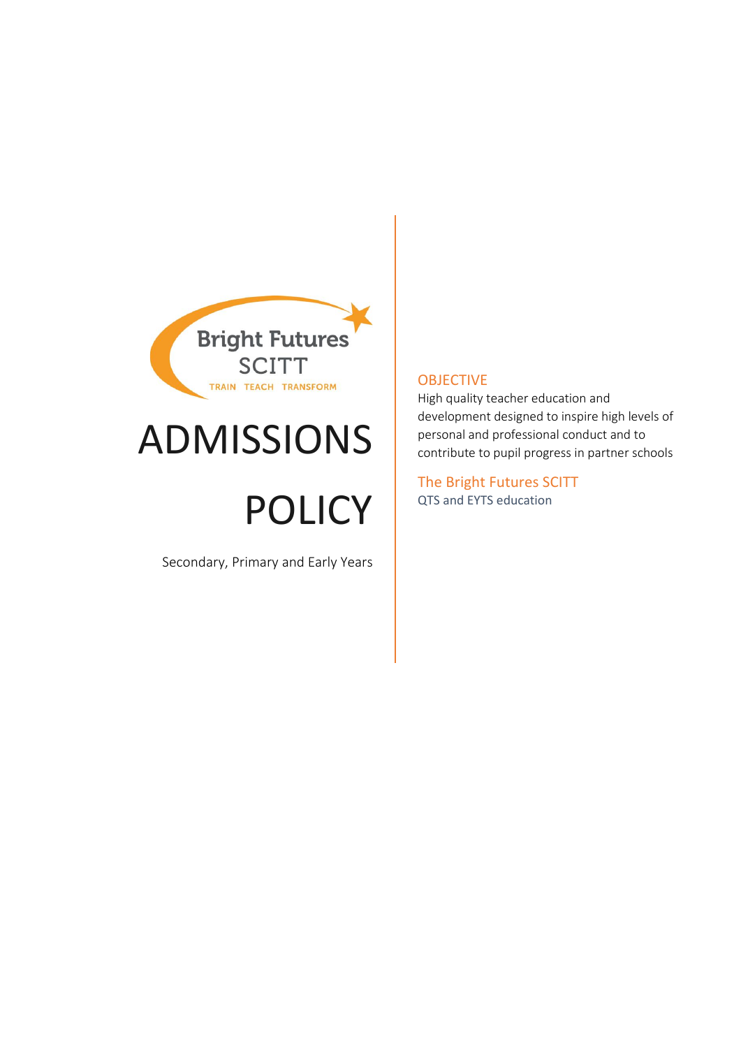Bright Futures SCITT

TRAIN TEACH TRANSFORM

# ADMISSIONS POLICY

Secondary, Primary and Early Years

## OBJECTIVE

High quality teacher education and development designed to inspire high levels of personal and professional conduct and to contribute to pupil progress in partner schools

## The Bright Futures SCITT

QTS and EYTS education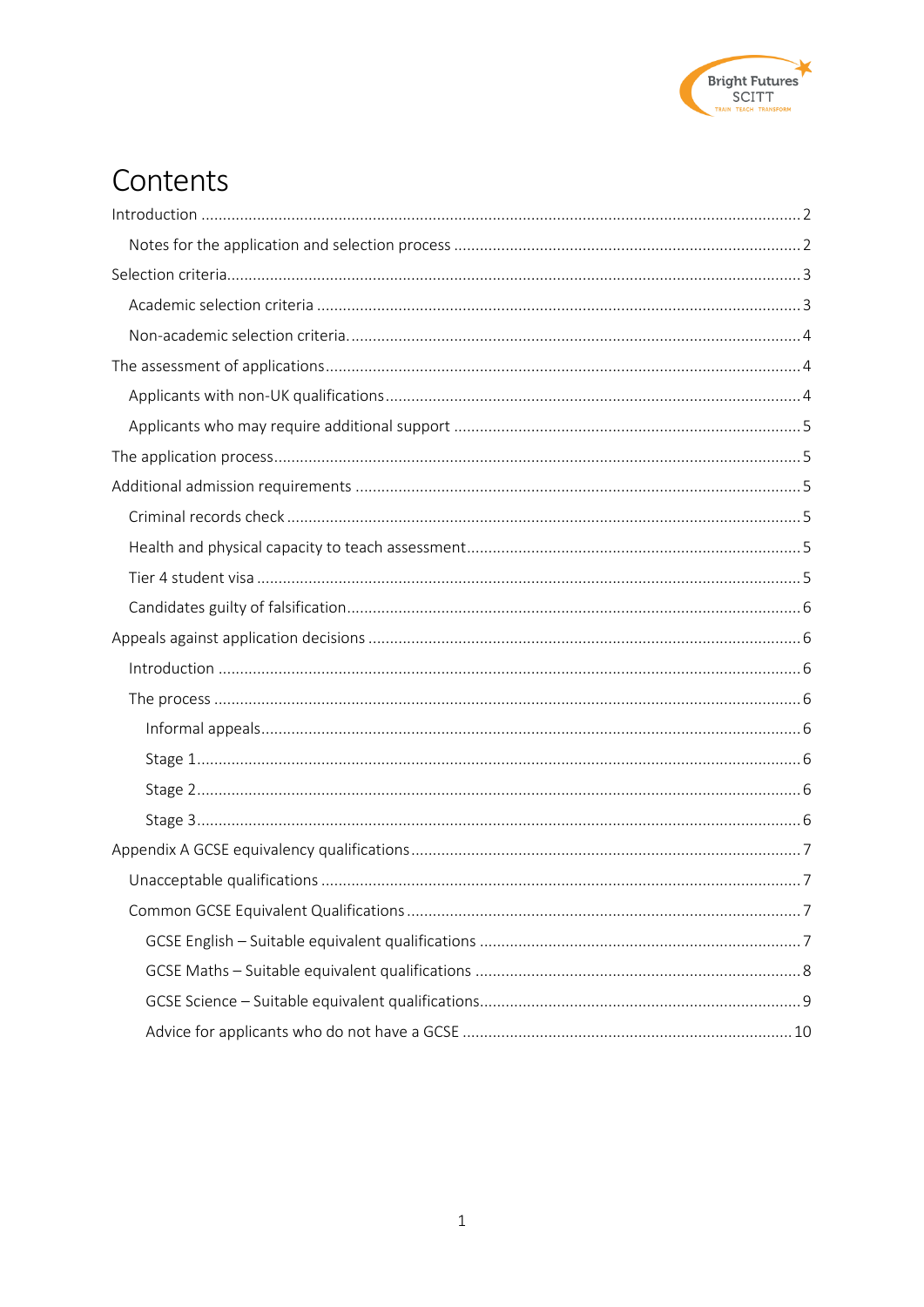# Contents

Introduction ........ 2

- Notes for the application and selection process ........ 2

Selection criteria ........ 3

- Academic selection criteria ........ 3
- Non-academic selection criteria ........ 4

The assessment of applications ........ 4

- Applicants with non-UK qualifications ........ 4
- Applicants who may require additional support ........ 5

The application process ........ 5

Additional admission requirements ........ 5

- Criminal records check ........ 5
- Health and physical capacity to teach assessment ........ 5
- Tier 4 student visa ........ 5
- Candidates guilty of falsification ........ 6

Appeals against application decisions ........ 6

- Introduction ........ 6
- The process ........ 6
  - Informal appeals ........ 6
  - Stage 1 ........ 6
  - Stage 2 ........ 6
  - Stage 3 ........ 6

Appendix A GCSE equivalency qualifications ........ 7

- Unacceptable qualifications ........ 7
- Common GCSE Equivalent Qualifications ........ 7
  - GCSE English – Suitable equivalent qualifications ........ 7
  - GCSE Maths – Suitable equivalent qualifications ........ 8
  - GCSE Science – Suitable equivalent qualifications ........ 9
  - Advice for applicants who do not have a GCSE ........ 10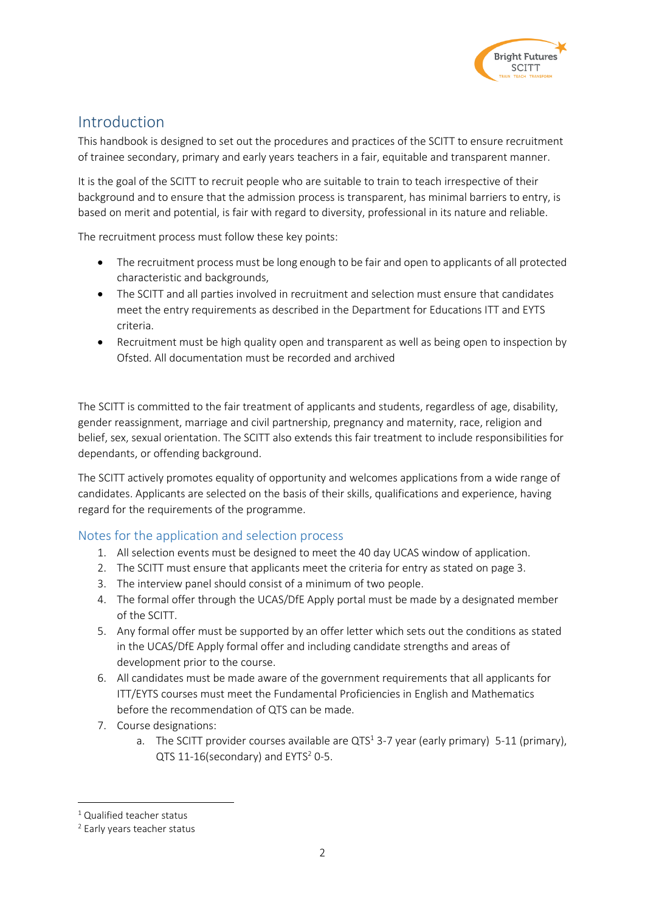## Introduction

This handbook is designed to set out the procedures and practices of the SCITT to ensure recruitment of trainee secondary, primary and early years teachers in a fair, equitable and transparent manner.

It is the goal of the SCITT to recruit people who are suitable to train to teach irrespective of their background and to ensure that the admission process is transparent, has minimal barriers to entry, is based on merit and potential, is fair with regard to diversity, professional in its nature and reliable.

The recruitment process must follow these key points:

- The recruitment process must be long enough to be fair and open to applicants of all protected characteristic and backgrounds,
- The SCITT and all parties involved in recruitment and selection must ensure that candidates meet the entry requirements as described in the Department for Educations ITT and EYTS criteria.
- Recruitment must be high quality open and transparent as well as being open to inspection by Ofsted. All documentation must be recorded and archived

The SCITT is committed to the fair treatment of applicants and students, regardless of age, disability, gender reassignment, marriage and civil partnership, pregnancy and maternity, race, religion and belief, sex, sexual orientation. The SCITT also extends this fair treatment to include responsibilities for dependants, or offending background.

The SCITT actively promotes equality of opportunity and welcomes applications from a wide range of candidates. Applicants are selected on the basis of their skills, qualifications and experience, having regard for the requirements of the programme.

### Notes for the application and selection process

1. All selection events must be designed to meet the 40 day UCAS window of application.
2. The SCITT must ensure that applicants meet the criteria for entry as stated on page 3.
3. The interview panel should consist of a minimum of two people.
4. The formal offer through the UCAS/DfE Apply portal must be made by a designated member of the SCITT.
5. Any formal offer must be supported by an offer letter which sets out the conditions as stated in the UCAS/DfE Apply formal offer and including candidate strengths and areas of development prior to the course.
6. All candidates must be made aware of the government requirements that all applicants for ITT/EYTS courses must meet the Fundamental Proficiencies in English and Mathematics before the recommendation of QTS can be made.
7. Course designations:
    a. The SCITT provider courses available are QTS[1] 3-7 year (early primary) 5-11 (primary), QTS 11-16(secondary) and EYTS[2] 0-5.

[1] Qualified teacher status

[2] Early years teacher status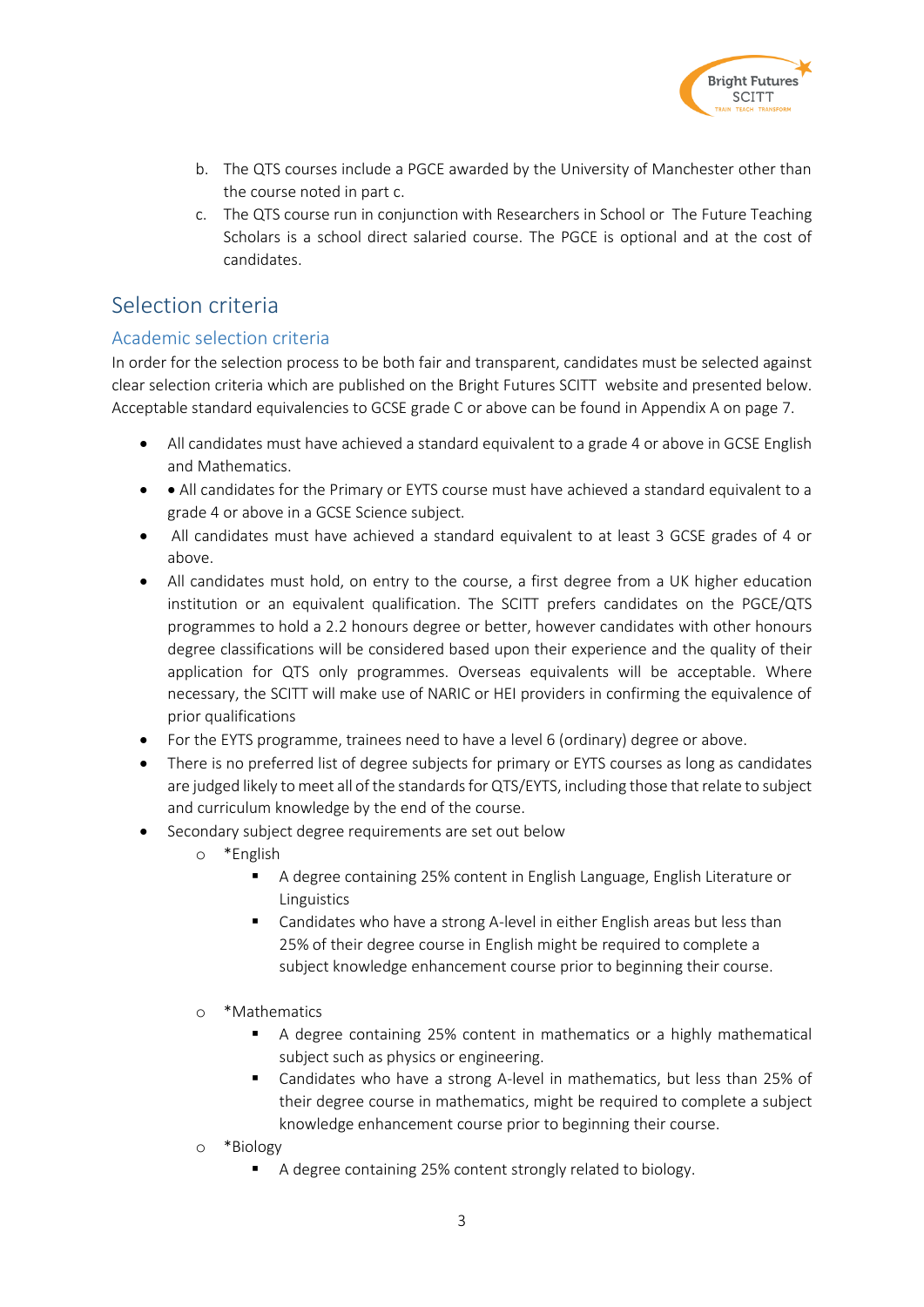b. The QTS courses include a PGCE awarded by the University of Manchester other than the course noted in part c.
c. The QTS course run in conjunction with Researchers in School or The Future Teaching Scholars is a school direct salaried course. The PGCE is optional and at the cost of candidates.

## Selection criteria

### Academic selection criteria

In order for the selection process to be both fair and transparent, candidates must be selected against clear selection criteria which are published on the Bright Futures SCITT website and presented below. Acceptable standard equivalencies to GCSE grade C or above can be found in Appendix A on page 7.

- All candidates must have achieved a standard equivalent to a grade 4 or above in GCSE English and Mathematics.
- • All candidates for the Primary or EYTS course must have achieved a standard equivalent to a grade 4 or above in a GCSE Science subject.
- All candidates must have achieved a standard equivalent to at least 3 GCSE grades of 4 or above.
- All candidates must hold, on entry to the course, a first degree from a UK higher education institution or an equivalent qualification. The SCITT prefers candidates on the PGCE/QTS programmes to hold a 2.2 honours degree or better, however candidates with other honours degree classifications will be considered based upon their experience and the quality of their application for QTS only programmes. Overseas equivalents will be acceptable. Where necessary, the SCITT will make use of NARIC or HEI providers in confirming the equivalence of prior qualifications
- For the EYTS programme, trainees need to have a level 6 (ordinary) degree or above.
- There is no preferred list of degree subjects for primary or EYTS courses as long as candidates are judged likely to meet all of the standards for QTS/EYTS, including those that relate to subject and curriculum knowledge by the end of the course.
- Secondary subject degree requirements are set out below
  - *English
    - A degree containing 25% content in English Language, English Literature or Linguistics
    - Candidates who have a strong A-level in either English areas but less than 25% of their degree course in English might be required to complete a subject knowledge enhancement course prior to beginning their course.
  - *Mathematics
    - A degree containing 25% content in mathematics or a highly mathematical subject such as physics or engineering.
    - Candidates who have a strong A-level in mathematics, but less than 25% of their degree course in mathematics, might be required to complete a subject knowledge enhancement course prior to beginning their course.
  - *Biology
    - A degree containing 25% content strongly related to biology.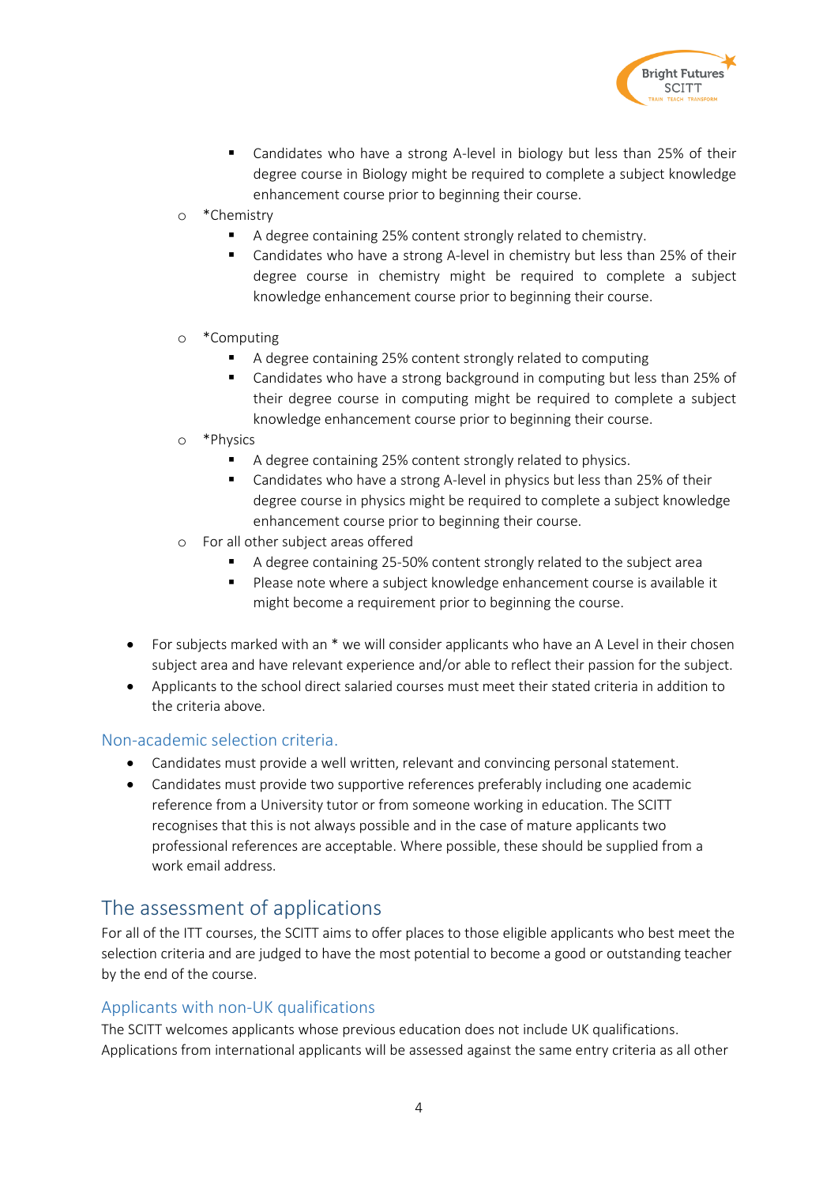- Candidates who have a strong A-level in biology but less than 25% of their degree course in Biology might be required to complete a subject knowledge enhancement course prior to beginning their course.
    - *Chemistry
        - A degree containing 25% content strongly related to chemistry.
        - Candidates who have a strong A-level in chemistry but less than 25% of their degree course in chemistry might be required to complete a subject knowledge enhancement course prior to beginning their course.
    - *Computing
        - A degree containing 25% content strongly related to computing
        - Candidates who have a strong background in computing but less than 25% of their degree course in computing might be required to complete a subject knowledge enhancement course prior to beginning their course.
    - *Physics
        - A degree containing 25% content strongly related to physics.
        - Candidates who have a strong A-level in physics but less than 25% of their degree course in physics might be required to complete a subject knowledge enhancement course prior to beginning their course.
    - For all other subject areas offered
        - A degree containing 25-50% content strongly related to the subject area
        - Please note where a subject knowledge enhancement course is available it might become a requirement prior to beginning the course.

- For subjects marked with an * we will consider applicants who have an A Level in their chosen subject area and have relevant experience and/or able to reflect their passion for the subject.
- Applicants to the school direct salaried courses must meet their stated criteria in addition to the criteria above.

### Non-academic selection criteria.

- Candidates must provide a well written, relevant and convincing personal statement.
- Candidates must provide two supportive references preferably including one academic reference from a University tutor or from someone working in education. The SCITT recognises that this is not always possible and in the case of mature applicants two professional references are acceptable. Where possible, these should be supplied from a work email address.

## The assessment of applications

For all of the ITT courses, the SCITT aims to offer places to those eligible applicants who best meet the selection criteria and are judged to have the most potential to become a good or outstanding teacher by the end of the course.

### Applicants with non-UK qualifications

The SCITT welcomes applicants whose previous education does not include UK qualifications. Applications from international applicants will be assessed against the same entry criteria as all other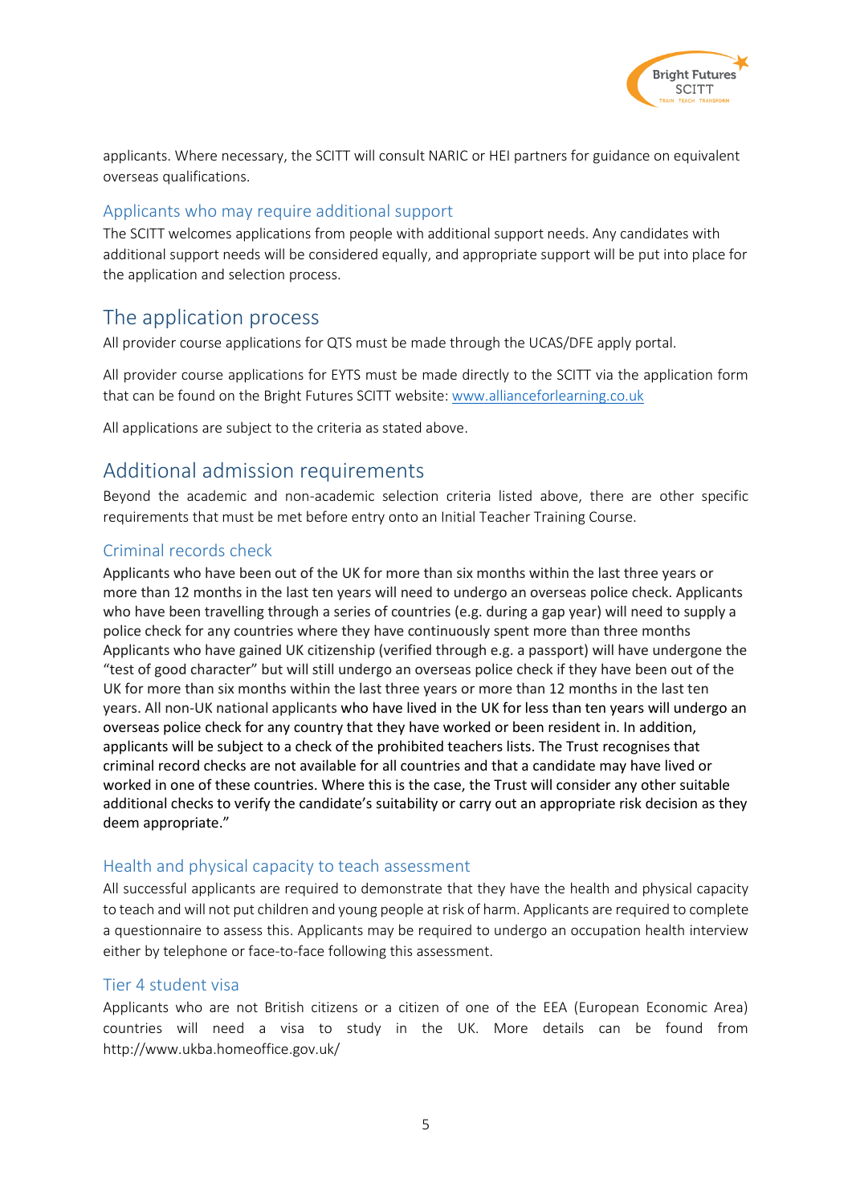applicants. Where necessary, the SCITT will consult NARIC or HEI partners for guidance on equivalent overseas qualifications.

### Applicants who may require additional support

The SCITT welcomes applications from people with additional support needs. Any candidates with additional support needs will be considered equally, and appropriate support will be put into place for the application and selection process.

## The application process

All provider course applications for QTS must be made through the UCAS/DFE apply portal.

All provider course applications for EYTS must be made directly to the SCITT via the application form that can be found on the Bright Futures SCITT website: [www.allianceforlearning.co.uk](www.allianceforlearning.co.uk)

All applications are subject to the criteria as stated above.

## Additional admission requirements

Beyond the academic and non-academic selection criteria listed above, there are other specific requirements that must be met before entry onto an Initial Teacher Training Course.

### Criminal records check

Applicants who have been out of the UK for more than six months within the last three years or more than 12 months in the last ten years will need to undergo an overseas police check. Applicants who have been travelling through a series of countries (e.g. during a gap year) will need to supply a police check for any countries where they have continuously spent more than three months Applicants who have gained UK citizenship (verified through e.g. a passport) will have undergone the "test of good character" but will still undergo an overseas police check if they have been out of the UK for more than six months within the last three years or more than 12 months in the last ten years. All non-UK national applicants who have lived in the UK for less than ten years will undergo an overseas police check for any country that they have worked or been resident in. In addition, applicants will be subject to a check of the prohibited teachers lists. The Trust recognises that criminal record checks are not available for all countries and that a candidate may have lived or worked in one of these countries. Where this is the case, the Trust will consider any other suitable additional checks to verify the candidate's suitability or carry out an appropriate risk decision as they deem appropriate."

### Health and physical capacity to teach assessment

All successful applicants are required to demonstrate that they have the health and physical capacity to teach and will not put children and young people at risk of harm. Applicants are required to complete a questionnaire to assess this. Applicants may be required to undergo an occupation health interview either by telephone or face-to-face following this assessment.

### Tier 4 student visa

Applicants who are not British citizens or a citizen of one of the EEA (European Economic Area) countries will need a visa to study in the UK. More details can be found from http://www.ukba.homeoffice.gov.uk/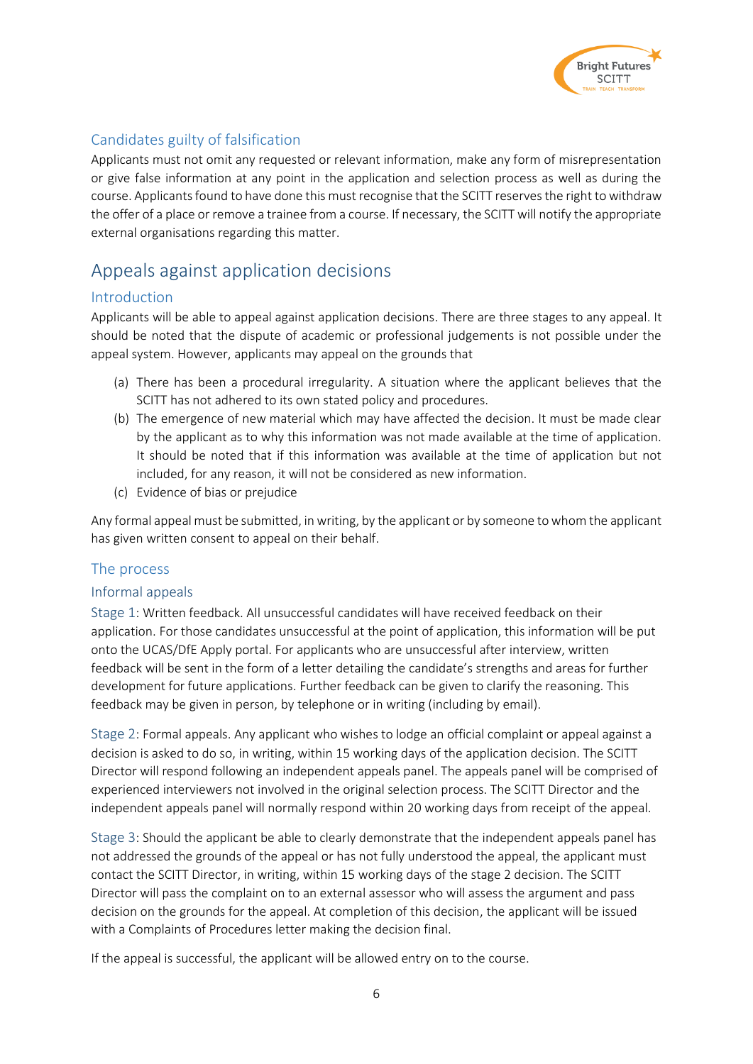### Candidates guilty of falsification

Applicants must not omit any requested or relevant information, make any form of misrepresentation or give false information at any point in the application and selection process as well as during the course. Applicants found to have done this must recognise that the SCITT reserves the right to withdraw the offer of a place or remove a trainee from a course. If necessary, the SCITT will notify the appropriate external organisations regarding this matter.

## Appeals against application decisions

### Introduction

Applicants will be able to appeal against application decisions. There are three stages to any appeal. It should be noted that the dispute of academic or professional judgements is not possible under the appeal system. However, applicants may appeal on the grounds that

(a) There has been a procedural irregularity. A situation where the applicant believes that the SCITT has not adhered to its own stated policy and procedures.

(b) The emergence of new material which may have affected the decision. It must be made clear by the applicant as to why this information was not made available at the time of application. It should be noted that if this information was available at the time of application but not included, for any reason, it will not be considered as new information.

(c) Evidence of bias or prejudice

Any formal appeal must be submitted, in writing, by the applicant or by someone to whom the applicant has given written consent to appeal on their behalf.

### The process

#### Informal appeals

Stage 1: Written feedback. All unsuccessful candidates will have received feedback on their application. For those candidates unsuccessful at the point of application, this information will be put onto the UCAS/DfE Apply portal. For applicants who are unsuccessful after interview, written feedback will be sent in the form of a letter detailing the candidate's strengths and areas for further development for future applications. Further feedback can be given to clarify the reasoning. This feedback may be given in person, by telephone or in writing (including by email).

Stage 2: Formal appeals. Any applicant who wishes to lodge an official complaint or appeal against a decision is asked to do so, in writing, within 15 working days of the application decision. The SCITT Director will respond following an independent appeals panel. The appeals panel will be comprised of experienced interviewers not involved in the original selection process. The SCITT Director and the independent appeals panel will normally respond within 20 working days from receipt of the appeal.

Stage 3: Should the applicant be able to clearly demonstrate that the independent appeals panel has not addressed the grounds of the appeal or has not fully understood the appeal, the applicant must contact the SCITT Director, in writing, within 15 working days of the stage 2 decision. The SCITT Director will pass the complaint on to an external assessor who will assess the argument and pass decision on the grounds for the appeal. At completion of this decision, the applicant will be issued with a Complaints of Procedures letter making the decision final.

If the appeal is successful, the applicant will be allowed entry on to the course.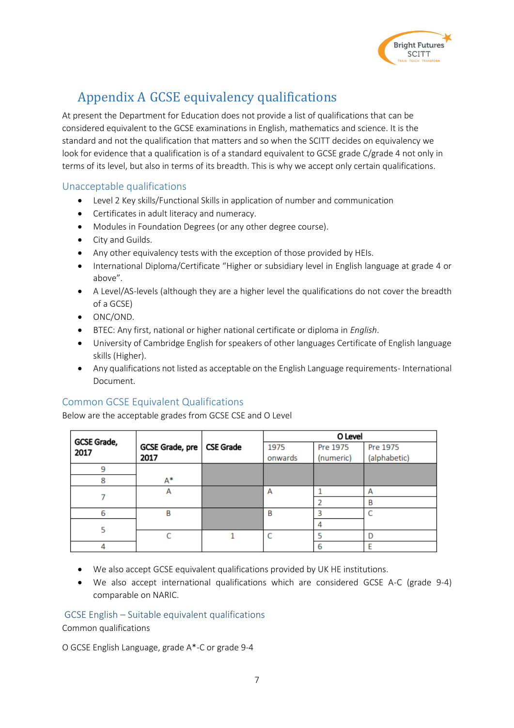# Appendix A GCSE equivalency qualifications

At present the Department for Education does not provide a list of qualifications that can be considered equivalent to the GCSE examinations in English, mathematics and science. It is the standard and not the qualification that matters and so when the SCITT decides on equivalency we look for evidence that a qualification is of a standard equivalent to GCSE grade C/grade 4 not only in terms of its level, but also in terms of its breadth. This is why we accept only certain qualifications.

## Unacceptable qualifications

- Level 2 Key skills/Functional Skills in application of number and communication
- Certificates in adult literacy and numeracy.
- Modules in Foundation Degrees (or any other degree course).
- City and Guilds.
- Any other equivalency tests with the exception of those provided by HEIs.
- International Diploma/Certificate "Higher or subsidiary level in English language at grade 4 or above".
- A Level/AS-levels (although they are a higher level the qualifications do not cover the breadth of a GCSE)
- ONC/OND.
- BTEC: Any first, national or higher national certificate or diploma in *English*.
- University of Cambridge English for speakers of other languages Certificate of English language skills (Higher).
- Any qualifications not listed as acceptable on the English Language requirements- International Document.

## Common GCSE Equivalent Qualifications

Below are the acceptable grades from GCSE CSE and O Level

| GCSE Grade, 2017 | GCSE Grade, pre 2017 | CSE Grade | O Level | | |
|---|---|---|---|---|---|
| | | | 1975 onwards | Pre 1975 (numeric) | Pre 1975 (alphabetic) |
| 9 | A* | | | | |
| 8 | | | | | |
| 7 | A | | A | 1 | A |
| | | | | 2 | B |
| 6 | B | | B | 3 | C |
| 5 | | | | 4 | |
| | C | 1 | C | 5 | D |
| 4 | | | | 6 | E |

- We also accept GCSE equivalent qualifications provided by UK HE institutions.
- We also accept international qualifications which are considered GCSE A-C (grade 9-4) comparable on NARIC.

## GCSE English – Suitable equivalent qualifications

Common qualifications

O GCSE English Language, grade A*-C or grade 9-4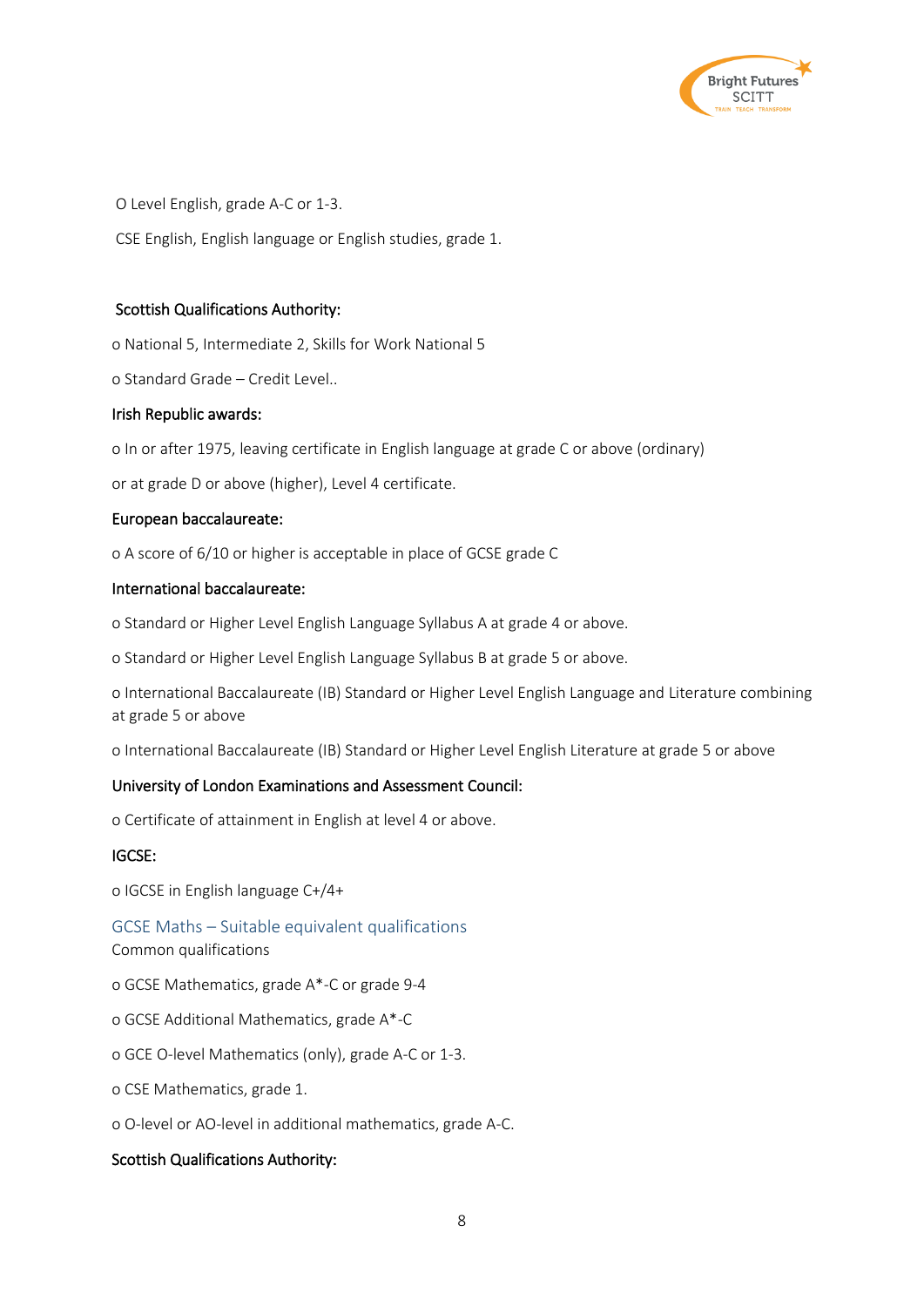O Level English, grade A-C or 1-3.

CSE English, English language or English studies, grade 1.

Scottish Qualifications Authority:

- National 5, Intermediate 2, Skills for Work National 5
- Standard Grade – Credit Level..

Irish Republic awards:

- In or after 1975, leaving certificate in English language at grade C or above (ordinary)

or at grade D or above (higher), Level 4 certificate.

European baccalaureate:

- A score of 6/10 or higher is acceptable in place of GCSE grade C

International baccalaureate:

- Standard or Higher Level English Language Syllabus A at grade 4 or above.
- Standard or Higher Level English Language Syllabus B at grade 5 or above.
- International Baccalaureate (IB) Standard or Higher Level English Language and Literature combining at grade 5 or above
- International Baccalaureate (IB) Standard or Higher Level English Literature at grade 5 or above

University of London Examinations and Assessment Council:

- Certificate of attainment in English at level 4 or above.

IGCSE:

- IGCSE in English language C+/4+

## GCSE Maths – Suitable equivalent qualifications

Common qualifications

- GCSE Mathematics, grade A*-C or grade 9-4
- GCSE Additional Mathematics, grade A*-C
- GCE O-level Mathematics (only), grade A-C or 1-3.
- CSE Mathematics, grade 1.
- O-level or AO-level in additional mathematics, grade A-C.

Scottish Qualifications Authority: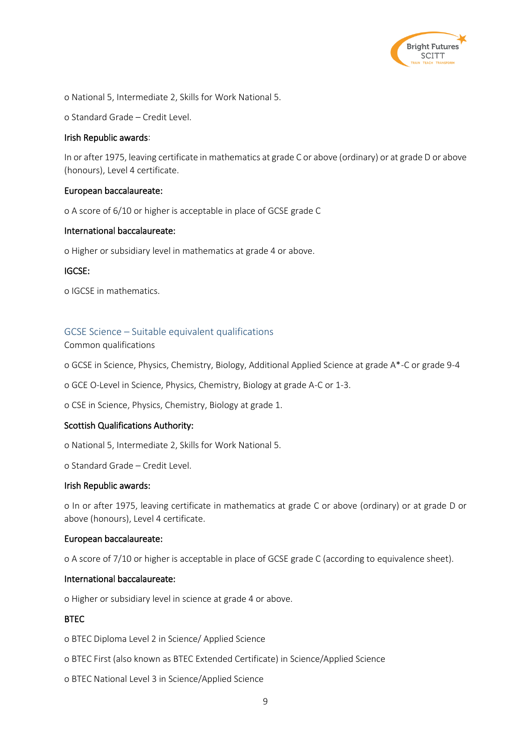o National 5, Intermediate 2, Skills for Work National 5.

o Standard Grade – Credit Level.

**Irish Republic awards**:

In or after 1975, leaving certificate in mathematics at grade C or above (ordinary) or at grade D or above (honours), Level 4 certificate.

**European baccalaureate:**

o A score of 6/10 or higher is acceptable in place of GCSE grade C

**International baccalaureate:**

o Higher or subsidiary level in mathematics at grade 4 or above.

**IGCSE:**

o IGCSE in mathematics.

## GCSE Science – Suitable equivalent qualifications

Common qualifications

o GCSE in Science, Physics, Chemistry, Biology, Additional Applied Science at grade A*-C or grade 9-4

o GCE O-Level in Science, Physics, Chemistry, Biology at grade A-C or 1-3.

o CSE in Science, Physics, Chemistry, Biology at grade 1.

**Scottish Qualifications Authority:**

o National 5, Intermediate 2, Skills for Work National 5.

o Standard Grade – Credit Level.

**Irish Republic awards:**

o In or after 1975, leaving certificate in mathematics at grade C or above (ordinary) or at grade D or above (honours), Level 4 certificate.

**European baccalaureate:**

o A score of 7/10 or higher is acceptable in place of GCSE grade C (according to equivalence sheet).

**International baccalaureate:**

o Higher or subsidiary level in science at grade 4 or above.

**BTEC**

o BTEC Diploma Level 2 in Science/ Applied Science

o BTEC First (also known as BTEC Extended Certificate) in Science/Applied Science

o BTEC National Level 3 in Science/Applied Science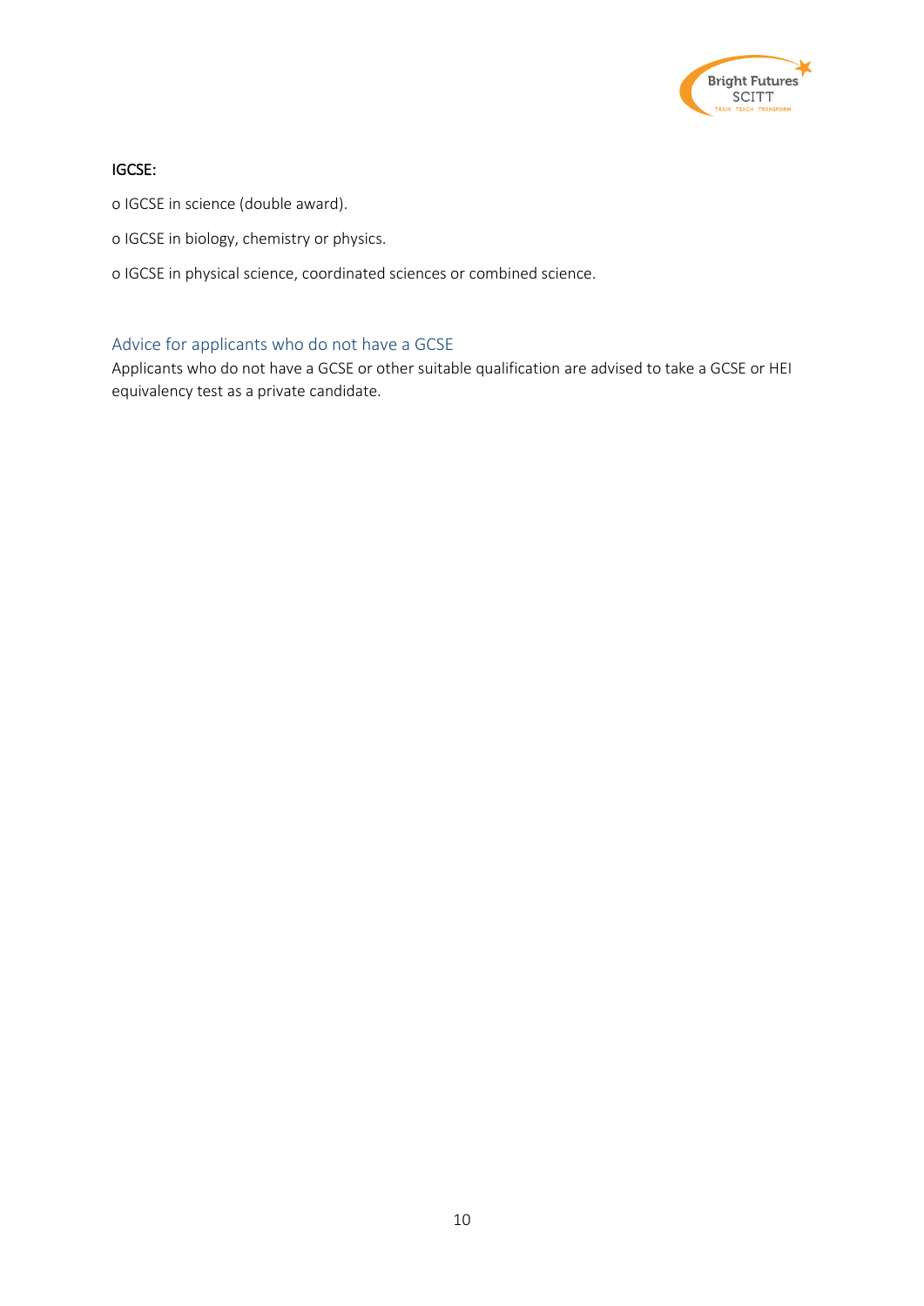IGCSE:

o IGCSE in science (double award).

o IGCSE in biology, chemistry or physics.

o IGCSE in physical science, coordinated sciences or combined science.

## Advice for applicants who do not have a GCSE

Applicants who do not have a GCSE or other suitable qualification are advised to take a GCSE or HEI equivalency test as a private candidate.